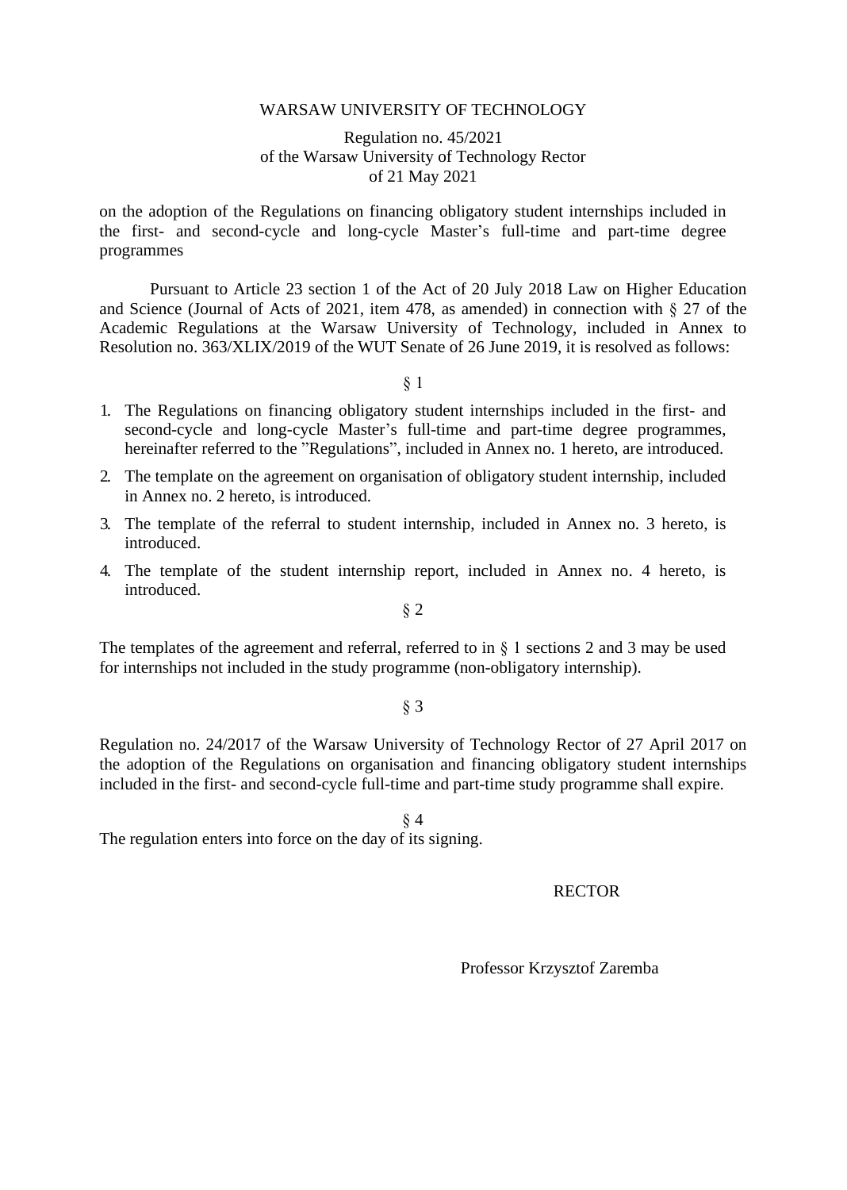WARSAW UNIVERSITY OF TECHNOLOGY

Regulation no. 45/2021
of the Warsaw University of Technology Rector
of 21 May 2021

on the adoption of the Regulations on financing obligatory student internships included in the first- and second-cycle and long-cycle Master's full-time and part-time degree programmes

Pursuant to Article 23 section 1 of the Act of 20 July 2018 Law on Higher Education and Science (Journal of Acts of 2021, item 478, as amended) in connection with § 27 of the Academic Regulations at the Warsaw University of Technology, included in Annex to Resolution no. 363/XLIX/2019 of the WUT Senate of 26 June 2019, it is resolved as follows:

§ 1

1. The Regulations on financing obligatory student internships included in the first- and second-cycle and long-cycle Master's full-time and part-time degree programmes, hereinafter referred to the "Regulations", included in Annex no. 1 hereto, are introduced.
2. The template on the agreement on organisation of obligatory student internship, included in Annex no. 2 hereto, is introduced.
3. The template of the referral to student internship, included in Annex no. 3 hereto, is introduced.
4. The template of the student internship report, included in Annex no. 4 hereto, is introduced.

§ 2

The templates of the agreement and referral, referred to in § 1 sections 2 and 3 may be used for internships not included in the study programme (non-obligatory internship).

§ 3

Regulation no. 24/2017 of the Warsaw University of Technology Rector of 27 April 2017 on the adoption of the Regulations on organisation and financing obligatory student internships included in the first- and second-cycle full-time and part-time study programme shall expire.

§ 4

The regulation enters into force on the day of its signing.

RECTOR

Professor Krzysztof Zaremba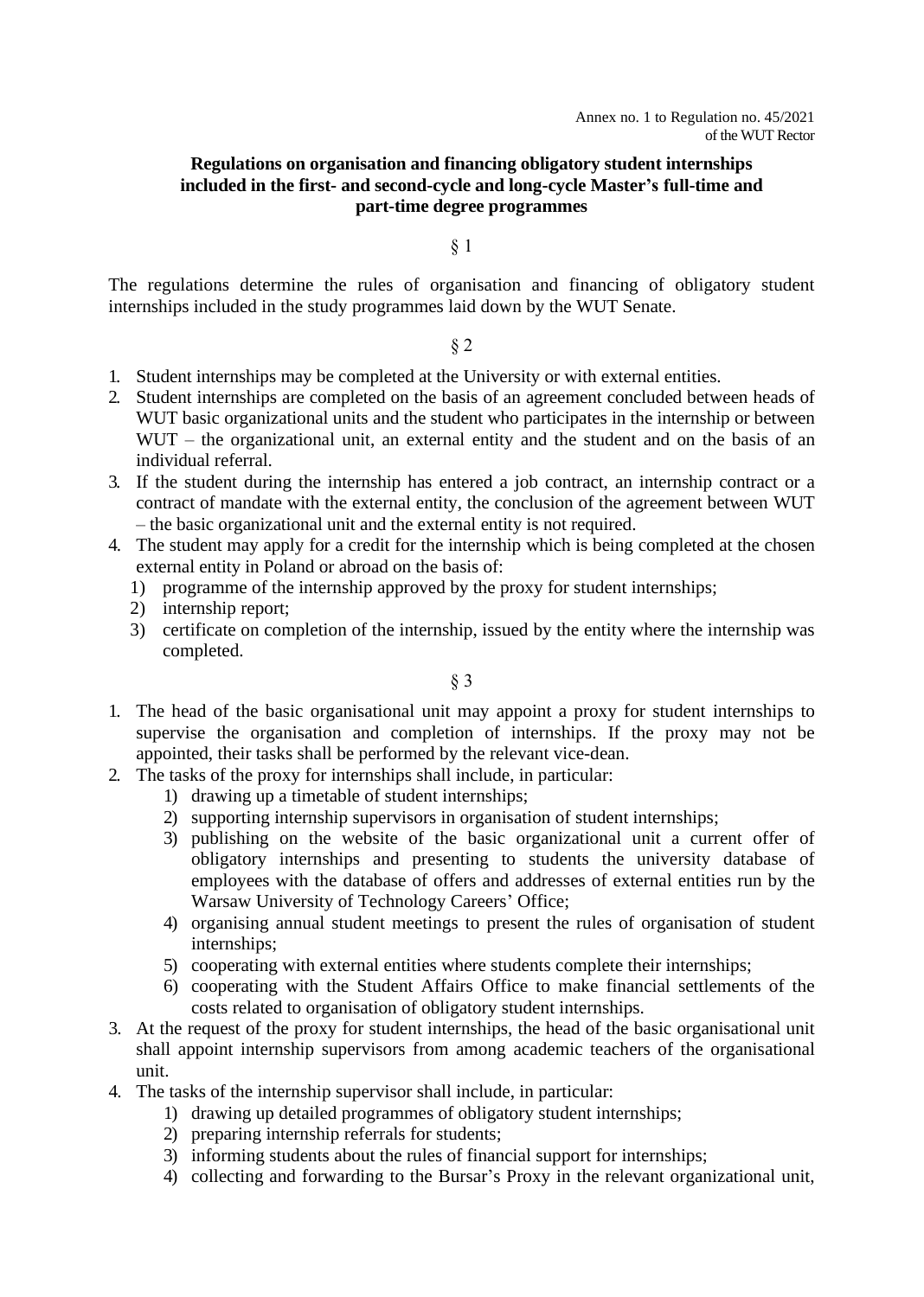Annex no. 1 to Regulation no. 45/2021
of the WUT Rector

**Regulations on organisation and financing obligatory student internships included in the first- and second-cycle and long-cycle Master's full-time and part-time degree programmes**

§ 1

The regulations determine the rules of organisation and financing of obligatory student internships included in the study programmes laid down by the WUT Senate.

§ 2

1. Student internships may be completed at the University or with external entities.
2. Student internships are completed on the basis of an agreement concluded between heads of WUT basic organizational units and the student who participates in the internship or between WUT – the organizational unit, an external entity and the student and on the basis of an individual referral.
3. If the student during the internship has entered a job contract, an internship contract or a contract of mandate with the external entity, the conclusion of the agreement between WUT – the basic organizational unit and the external entity is not required.
4. The student may apply for a credit for the internship which is being completed at the chosen external entity in Poland or abroad on the basis of:
   1) programme of the internship approved by the proxy for student internships;
   2) internship report;
   3) certificate on completion of the internship, issued by the entity where the internship was completed.

§ 3

1. The head of the basic organisational unit may appoint a proxy for student internships to supervise the organisation and completion of internships. If the proxy may not be appointed, their tasks shall be performed by the relevant vice-dean.
2. The tasks of the proxy for internships shall include, in particular:
   1) drawing up a timetable of student internships;
   2) supporting internship supervisors in organisation of student internships;
   3) publishing on the website of the basic organizational unit a current offer of obligatory internships and presenting to students the university database of employees with the database of offers and addresses of external entities run by the Warsaw University of Technology Careers' Office;
   4) organising annual student meetings to present the rules of organisation of student internships;
   5) cooperating with external entities where students complete their internships;
   6) cooperating with the Student Affairs Office to make financial settlements of the costs related to organisation of obligatory student internships.
3. At the request of the proxy for student internships, the head of the basic organisational unit shall appoint internship supervisors from among academic teachers of the organisational unit.
4. The tasks of the internship supervisor shall include, in particular:
   1) drawing up detailed programmes of obligatory student internships;
   2) preparing internship referrals for students;
   3) informing students about the rules of financial support for internships;
   4) collecting and forwarding to the Bursar's Proxy in the relevant organizational unit,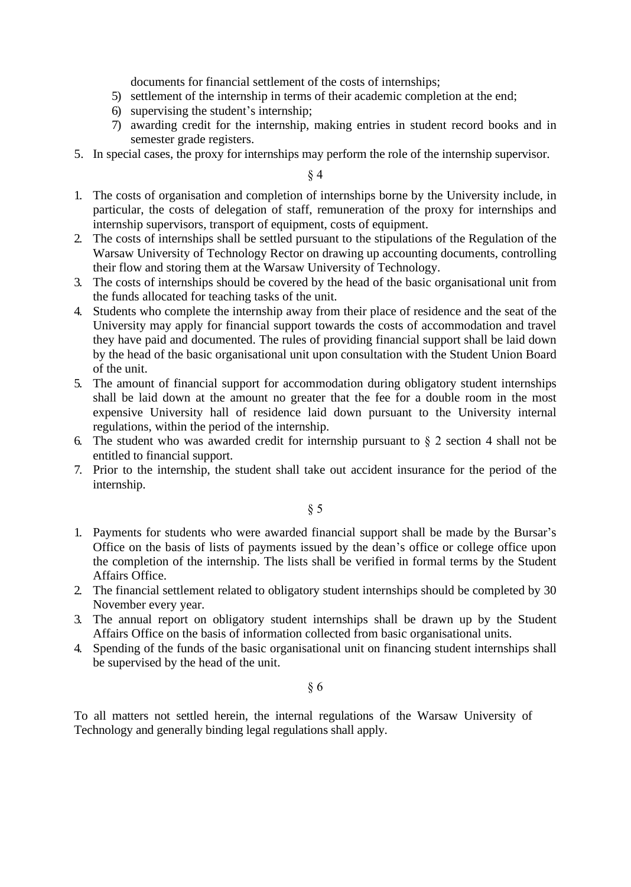documents for financial settlement of the costs of internships;

5) settlement of the internship in terms of their academic completion at the end;
6) supervising the student's internship;
7) awarding credit for the internship, making entries in student record books and in semester grade registers.

5. In special cases, the proxy for internships may perform the role of the internship supervisor.

§ 4

1. The costs of organisation and completion of internships borne by the University include, in particular, the costs of delegation of staff, remuneration of the proxy for internships and internship supervisors, transport of equipment, costs of equipment.
2. The costs of internships shall be settled pursuant to the stipulations of the Regulation of the Warsaw University of Technology Rector on drawing up accounting documents, controlling their flow and storing them at the Warsaw University of Technology.
3. The costs of internships should be covered by the head of the basic organisational unit from the funds allocated for teaching tasks of the unit.
4. Students who complete the internship away from their place of residence and the seat of the University may apply for financial support towards the costs of accommodation and travel they have paid and documented. The rules of providing financial support shall be laid down by the head of the basic organisational unit upon consultation with the Student Union Board of the unit.
5. The amount of financial support for accommodation during obligatory student internships shall be laid down at the amount no greater that the fee for a double room in the most expensive University hall of residence laid down pursuant to the University internal regulations, within the period of the internship.
6. The student who was awarded credit for internship pursuant to § 2 section 4 shall not be entitled to financial support.
7. Prior to the internship, the student shall take out accident insurance for the period of the internship.

§ 5

1. Payments for students who were awarded financial support shall be made by the Bursar's Office on the basis of lists of payments issued by the dean's office or college office upon the completion of the internship. The lists shall be verified in formal terms by the Student Affairs Office.
2. The financial settlement related to obligatory student internships should be completed by 30 November every year.
3. The annual report on obligatory student internships shall be drawn up by the Student Affairs Office on the basis of information collected from basic organisational units.
4. Spending of the funds of the basic organisational unit on financing student internships shall be supervised by the head of the unit.

§ 6

To all matters not settled herein, the internal regulations of the Warsaw University of Technology and generally binding legal regulations shall apply.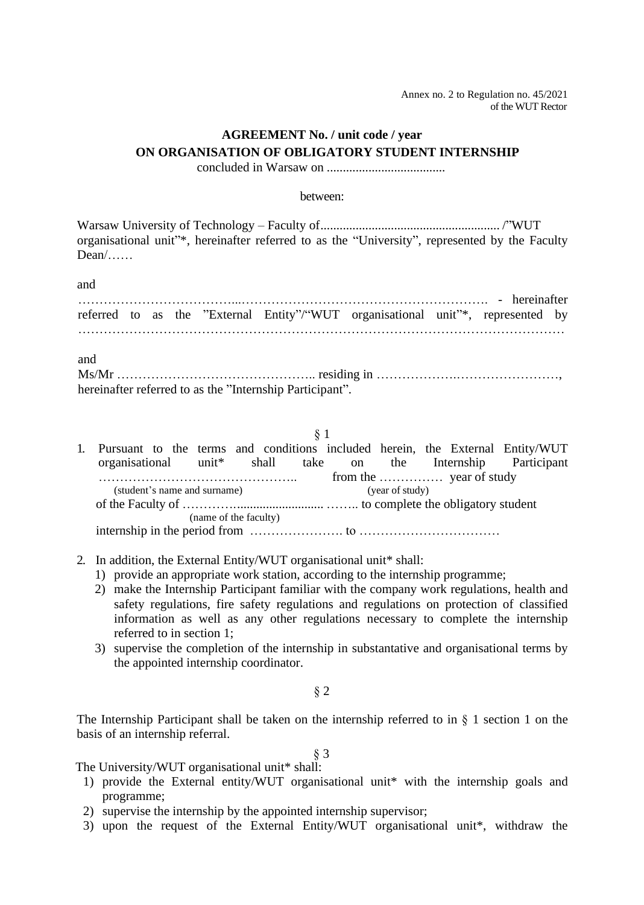Annex no. 2 to Regulation no. 45/2021
of the WUT Rector

**AGREEMENT No. / unit code / year**
**ON ORGANISATION OF OBLIGATORY STUDENT INTERNSHIP**
concluded in Warsaw on ....................................

between:

Warsaw University of Technology – Faculty of....................................................... /"WUT organisational unit"*, hereinafter referred to as the "University", represented by the Faculty Dean/……

and

……………………………...…………………………………………………. - hereinafter referred to as the "External Entity"/"WUT organisational unit"*, represented by …………………………………………………………………………………………………

and

Ms/Mr ……………………………………….. residing in ……………….……………………, hereinafter referred to as the "Internship Participant".

§ 1

1. Pursuant to the terms and conditions included herein, the External Entity/WUT organisational unit* shall take on the Internship Participant ……………………………………….. from the …………… year of study
   (student's name and surname) (year of study)
   of the Faculty of ………….......................... …….. to complete the obligatory student
   (name of the faculty)
   internship in the period from …………………. to ……………………………
2. In addition, the External Entity/WUT organisational unit* shall:
   1) provide an appropriate work station, according to the internship programme;
   2) make the Internship Participant familiar with the company work regulations, health and safety regulations, fire safety regulations and regulations on protection of classified information as well as any other regulations necessary to complete the internship referred to in section 1;
   3) supervise the completion of the internship in substantative and organisational terms by the appointed internship coordinator.

§ 2

The Internship Participant shall be taken on the internship referred to in § 1 section 1 on the basis of an internship referral.

§ 3

The University/WUT organisational unit* shall:

1) provide the External entity/WUT organisational unit* with the internship goals and programme;
2) supervise the internship by the appointed internship supervisor;
3) upon the request of the External Entity/WUT organisational unit*, withdraw the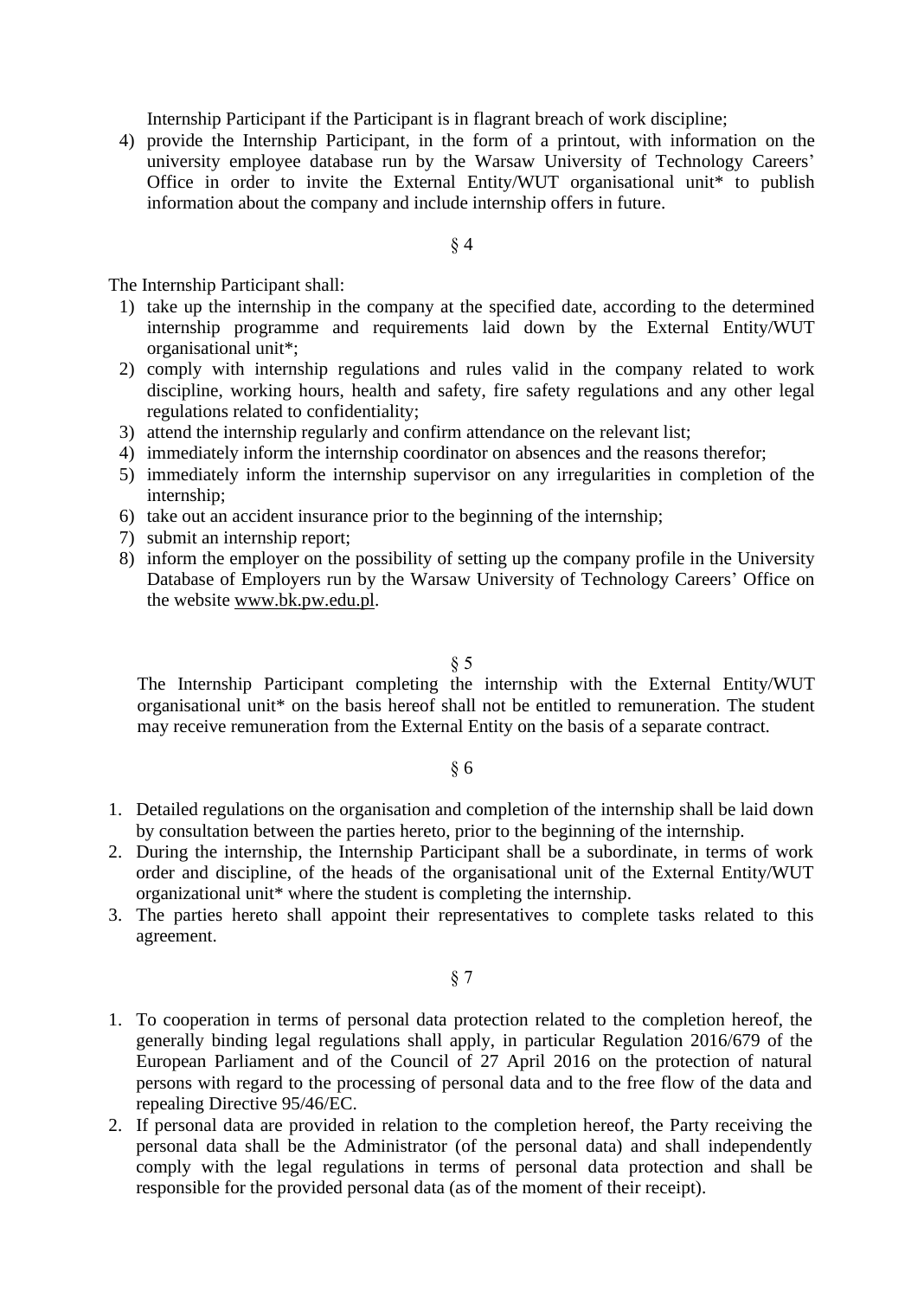Internship Participant if the Participant is in flagrant breach of work discipline;

4) provide the Internship Participant, in the form of a printout, with information on the university employee database run by the Warsaw University of Technology Careers' Office in order to invite the External Entity/WUT organisational unit* to publish information about the company and include internship offers in future.

§ 4

The Internship Participant shall:

1) take up the internship in the company at the specified date, according to the determined internship programme and requirements laid down by the External Entity/WUT organisational unit*;
2) comply with internship regulations and rules valid in the company related to work discipline, working hours, health and safety, fire safety regulations and any other legal regulations related to confidentiality;
3) attend the internship regularly and confirm attendance on the relevant list;
4) immediately inform the internship coordinator on absences and the reasons therefor;
5) immediately inform the internship supervisor on any irregularities in completion of the internship;
6) take out an accident insurance prior to the beginning of the internship;
7) submit an internship report;
8) inform the employer on the possibility of setting up the company profile in the University Database of Employers run by the Warsaw University of Technology Careers' Office on the website www.bk.pw.edu.pl.

§ 5

The Internship Participant completing the internship with the External Entity/WUT organisational unit* on the basis hereof shall not be entitled to remuneration. The student may receive remuneration from the External Entity on the basis of a separate contract.

§ 6

1. Detailed regulations on the organisation and completion of the internship shall be laid down by consultation between the parties hereto, prior to the beginning of the internship.
2. During the internship, the Internship Participant shall be a subordinate, in terms of work order and discipline, of the heads of the organisational unit of the External Entity/WUT organizational unit* where the student is completing the internship.
3. The parties hereto shall appoint their representatives to complete tasks related to this agreement.

§ 7

1. To cooperation in terms of personal data protection related to the completion hereof, the generally binding legal regulations shall apply, in particular Regulation 2016/679 of the European Parliament and of the Council of 27 April 2016 on the protection of natural persons with regard to the processing of personal data and to the free flow of the data and repealing Directive 95/46/EC.
2. If personal data are provided in relation to the completion hereof, the Party receiving the personal data shall be the Administrator (of the personal data) and shall independently comply with the legal regulations in terms of personal data protection and shall be responsible for the provided personal data (as of the moment of their receipt).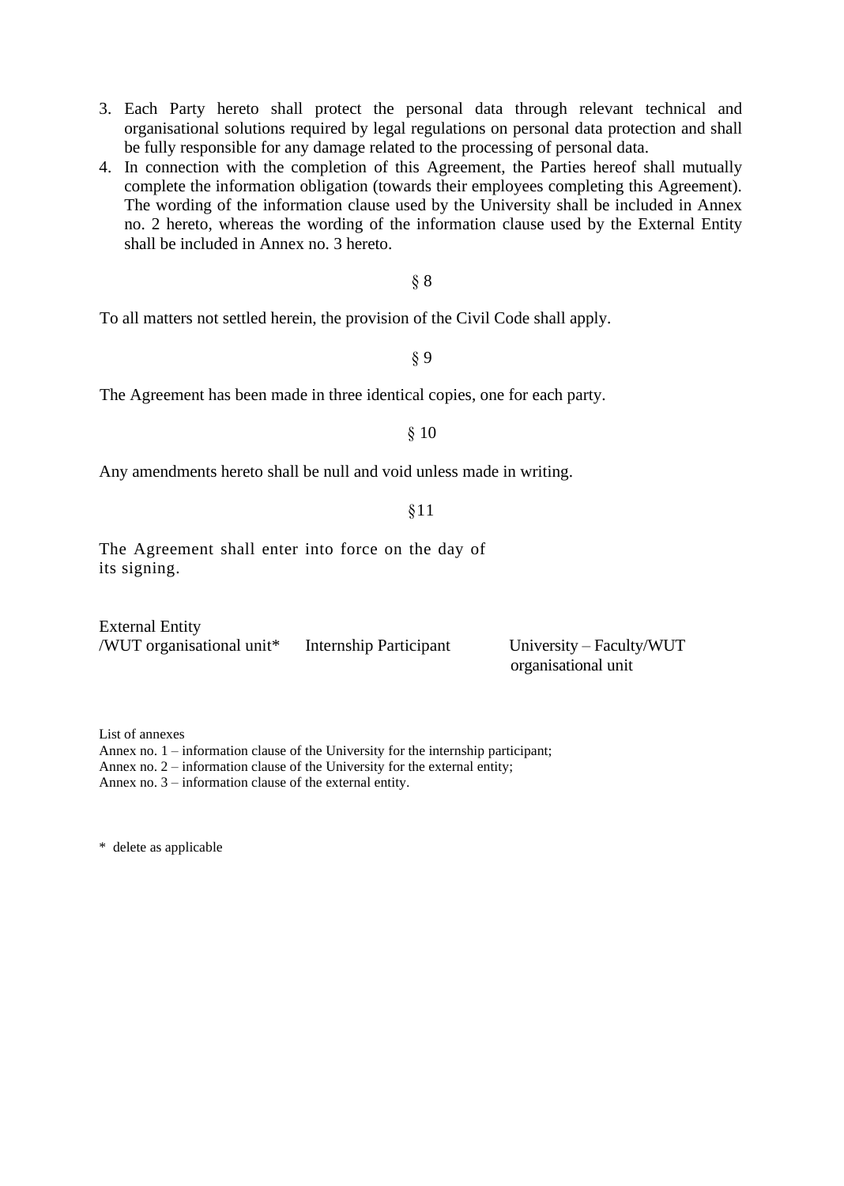3. Each Party hereto shall protect the personal data through relevant technical and organisational solutions required by legal regulations on personal data protection and shall be fully responsible for any damage related to the processing of personal data.
4. In connection with the completion of this Agreement, the Parties hereof shall mutually complete the information obligation (towards their employees completing this Agreement). The wording of the information clause used by the University shall be included in Annex no. 2 hereto, whereas the wording of the information clause used by the External Entity shall be included in Annex no. 3 hereto.

§ 8

To all matters not settled herein, the provision of the Civil Code shall apply.

§ 9

The Agreement has been made in three identical copies, one for each party.

§ 10

Any amendments hereto shall be null and void unless made in writing.

§11

The Agreement shall enter into force on the day of its signing.

| External Entity /WUT organisational unit* | Internship Participant | University – Faculty/WUT organisational unit |
|---|---|---|

List of annexes
Annex no. 1 – information clause of the University for the internship participant;
Annex no. 2 – information clause of the University for the external entity;
Annex no. 3 – information clause of the external entity.

* delete as applicable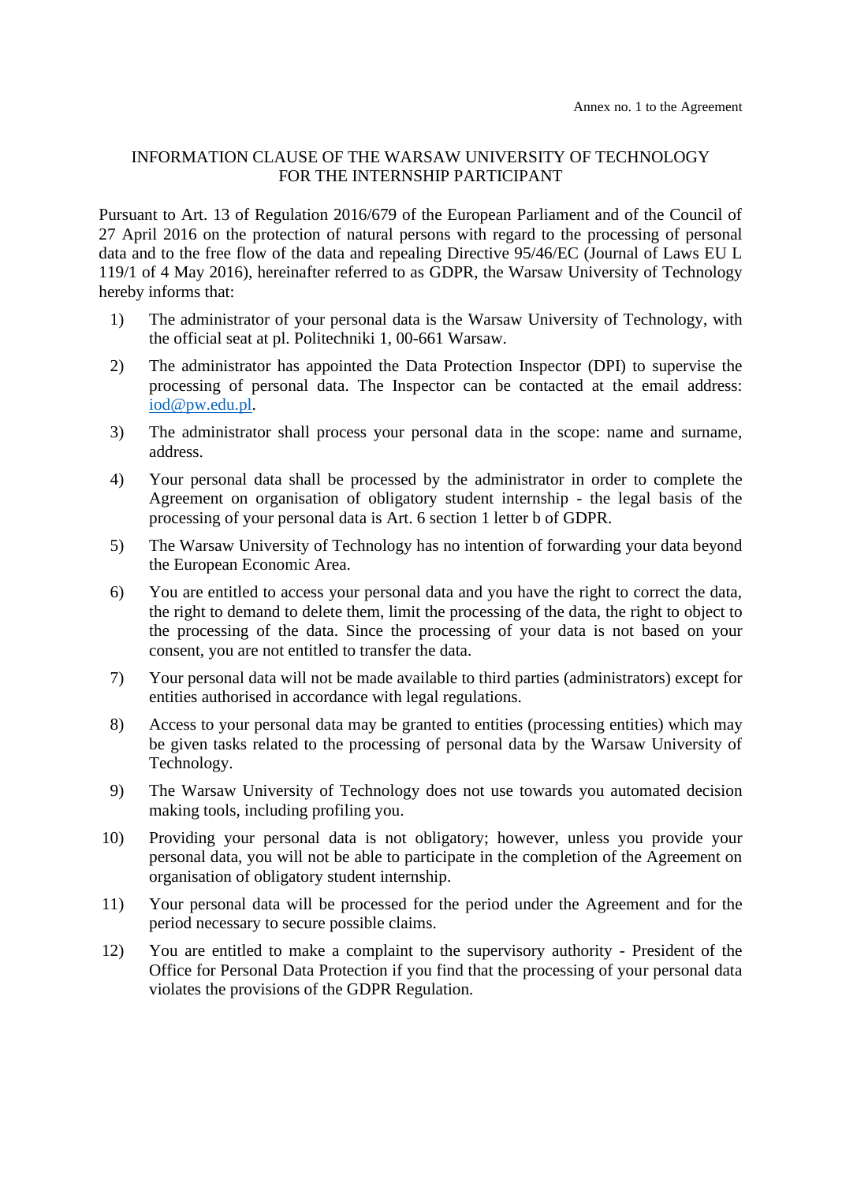Annex no. 1 to the Agreement

# INFORMATION CLAUSE OF THE WARSAW UNIVERSITY OF TECHNOLOGY FOR THE INTERNSHIP PARTICIPANT

Pursuant to Art. 13 of Regulation 2016/679 of the European Parliament and of the Council of 27 April 2016 on the protection of natural persons with regard to the processing of personal data and to the free flow of the data and repealing Directive 95/46/EC (Journal of Laws EU L 119/1 of 4 May 2016), hereinafter referred to as GDPR, the Warsaw University of Technology hereby informs that:

1) The administrator of your personal data is the Warsaw University of Technology, with the official seat at pl. Politechniki 1, 00-661 Warsaw.
2) The administrator has appointed the Data Protection Inspector (DPI) to supervise the processing of personal data. The Inspector can be contacted at the email address: iod@pw.edu.pl.
3) The administrator shall process your personal data in the scope: name and surname, address.
4) Your personal data shall be processed by the administrator in order to complete the Agreement on organisation of obligatory student internship - the legal basis of the processing of your personal data is Art. 6 section 1 letter b of GDPR.
5) The Warsaw University of Technology has no intention of forwarding your data beyond the European Economic Area.
6) You are entitled to access your personal data and you have the right to correct the data, the right to demand to delete them, limit the processing of the data, the right to object to the processing of the data. Since the processing of your data is not based on your consent, you are not entitled to transfer the data.
7) Your personal data will not be made available to third parties (administrators) except for entities authorised in accordance with legal regulations.
8) Access to your personal data may be granted to entities (processing entities) which may be given tasks related to the processing of personal data by the Warsaw University of Technology.
9) The Warsaw University of Technology does not use towards you automated decision making tools, including profiling you.
10) Providing your personal data is not obligatory; however, unless you provide your personal data, you will not be able to participate in the completion of the Agreement on organisation of obligatory student internship.
11) Your personal data will be processed for the period under the Agreement and for the period necessary to secure possible claims.
12) You are entitled to make a complaint to the supervisory authority - President of the Office for Personal Data Protection if you find that the processing of your personal data violates the provisions of the GDPR Regulation.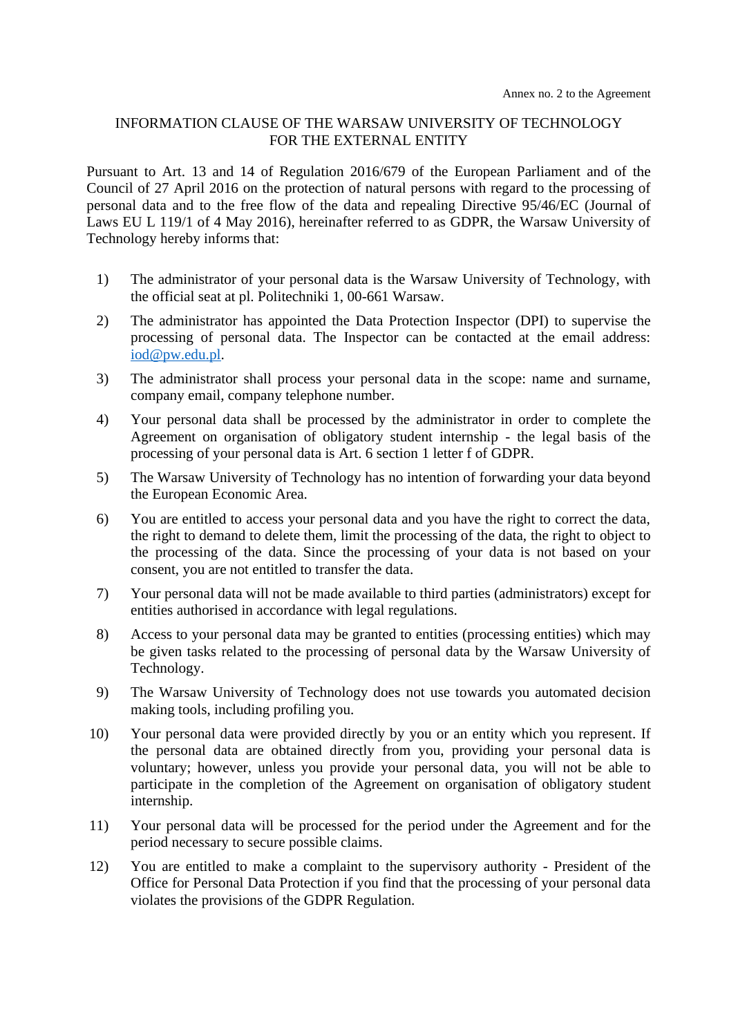Annex no. 2 to the Agreement

# INFORMATION CLAUSE OF THE WARSAW UNIVERSITY OF TECHNOLOGY FOR THE EXTERNAL ENTITY

Pursuant to Art. 13 and 14 of Regulation 2016/679 of the European Parliament and of the Council of 27 April 2016 on the protection of natural persons with regard to the processing of personal data and to the free flow of the data and repealing Directive 95/46/EC (Journal of Laws EU L 119/1 of 4 May 2016), hereinafter referred to as GDPR, the Warsaw University of Technology hereby informs that:

1) The administrator of your personal data is the Warsaw University of Technology, with the official seat at pl. Politechniki 1, 00-661 Warsaw.
2) The administrator has appointed the Data Protection Inspector (DPI) to supervise the processing of personal data. The Inspector can be contacted at the email address: iod@pw.edu.pl.
3) The administrator shall process your personal data in the scope: name and surname, company email, company telephone number.
4) Your personal data shall be processed by the administrator in order to complete the Agreement on organisation of obligatory student internship - the legal basis of the processing of your personal data is Art. 6 section 1 letter f of GDPR.
5) The Warsaw University of Technology has no intention of forwarding your data beyond the European Economic Area.
6) You are entitled to access your personal data and you have the right to correct the data, the right to demand to delete them, limit the processing of the data, the right to object to the processing of the data. Since the processing of your data is not based on your consent, you are not entitled to transfer the data.
7) Your personal data will not be made available to third parties (administrators) except for entities authorised in accordance with legal regulations.
8) Access to your personal data may be granted to entities (processing entities) which may be given tasks related to the processing of personal data by the Warsaw University of Technology.
9) The Warsaw University of Technology does not use towards you automated decision making tools, including profiling you.
10) Your personal data were provided directly by you or an entity which you represent. If the personal data are obtained directly from you, providing your personal data is voluntary; however, unless you provide your personal data, you will not be able to participate in the completion of the Agreement on organisation of obligatory student internship.
11) Your personal data will be processed for the period under the Agreement and for the period necessary to secure possible claims.
12) You are entitled to make a complaint to the supervisory authority - President of the Office for Personal Data Protection if you find that the processing of your personal data violates the provisions of the GDPR Regulation.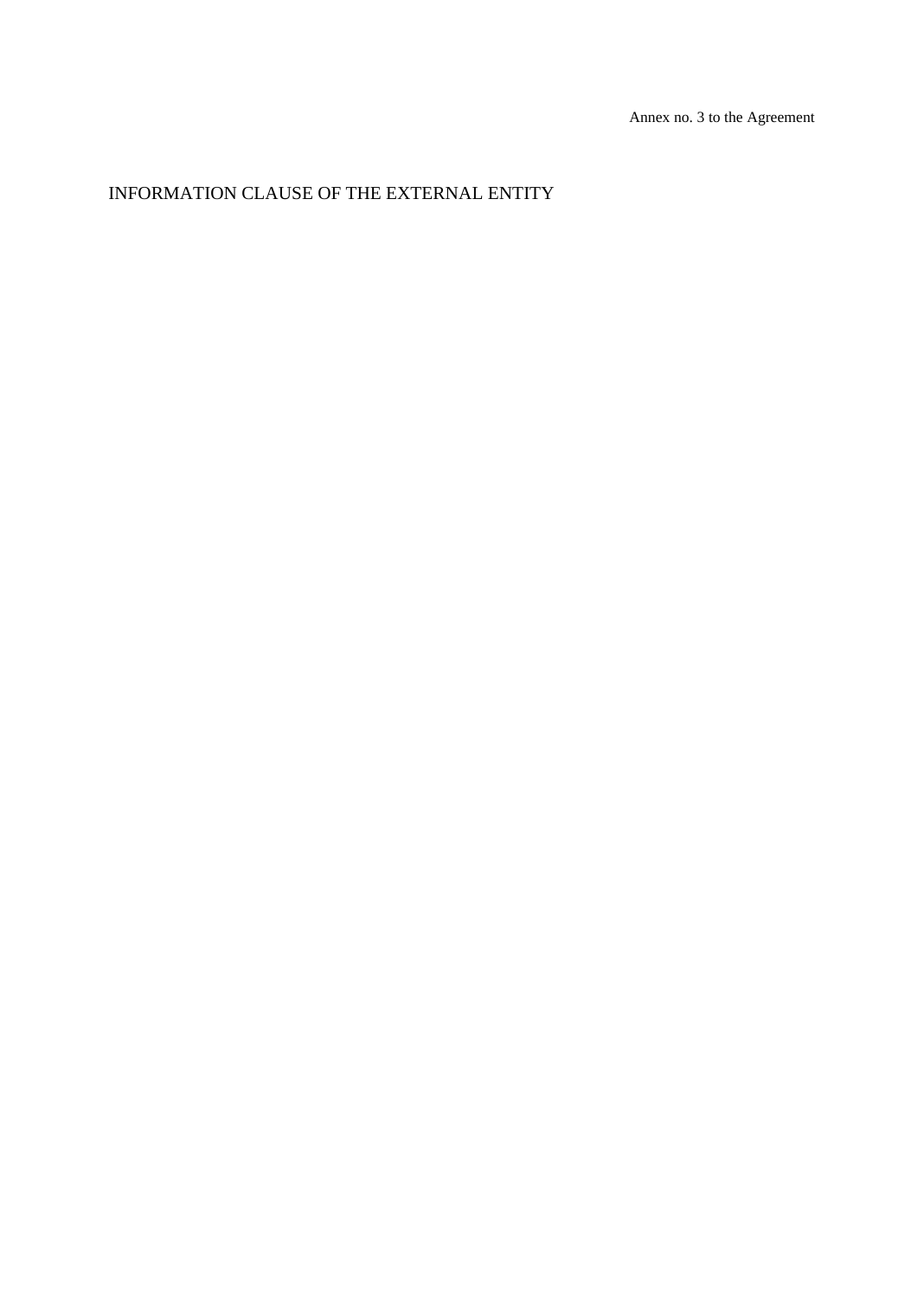Annex no. 3 to the Agreement

# INFORMATION CLAUSE OF THE EXTERNAL ENTITY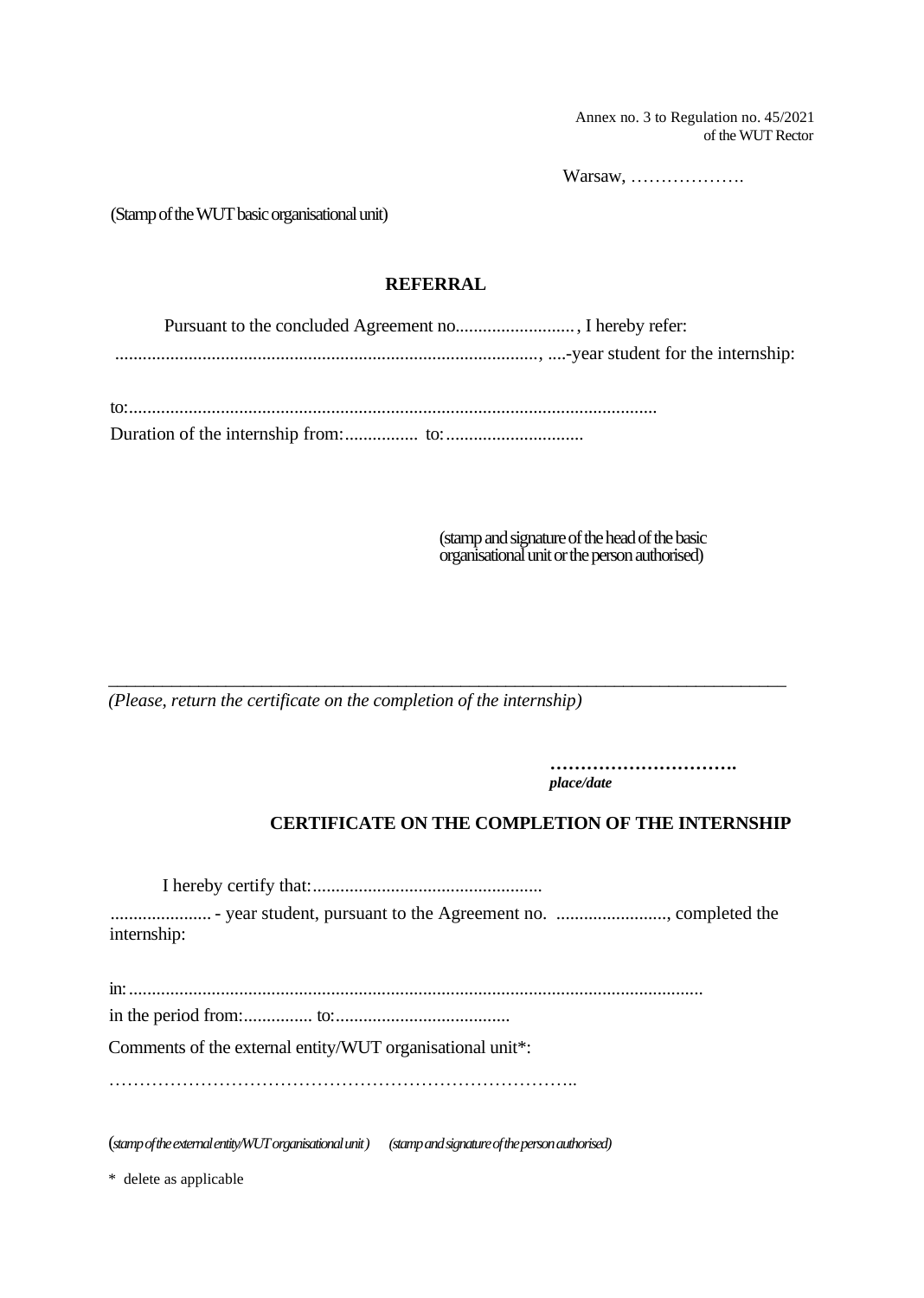Annex no. 3 to Regulation no. 45/2021
of the WUT Rector

Warsaw, ……………….

(Stamp of the WUT basic organisational unit)

## REFERRAL

Pursuant to the concluded Agreement no.........................., I hereby refer:

............................................................................................, ....-year student for the internship:

to:..................................................................................................................

Duration of the internship from:................ to:..............................

(stamp and signature of the head of the basic organisational unit or the person authorised)

---

*(Please, return the certificate on the completion of the internship)*

**………………………….**
***place/date***

## CERTIFICATE ON THE COMPLETION OF THE INTERNSHIP

I hereby certify that:..................................................

...................... - year student, pursuant to the Agreement no. ........................, completed the internship:

in: ..........................................................................................................................

in the period from:............... to:......................................

Comments of the external entity/WUT organisational unit*:

…………………………………………………………………..

(*stamp of the external entity/WUT organisational unit*) (*stamp and signature of the person authorised*)

\* delete as applicable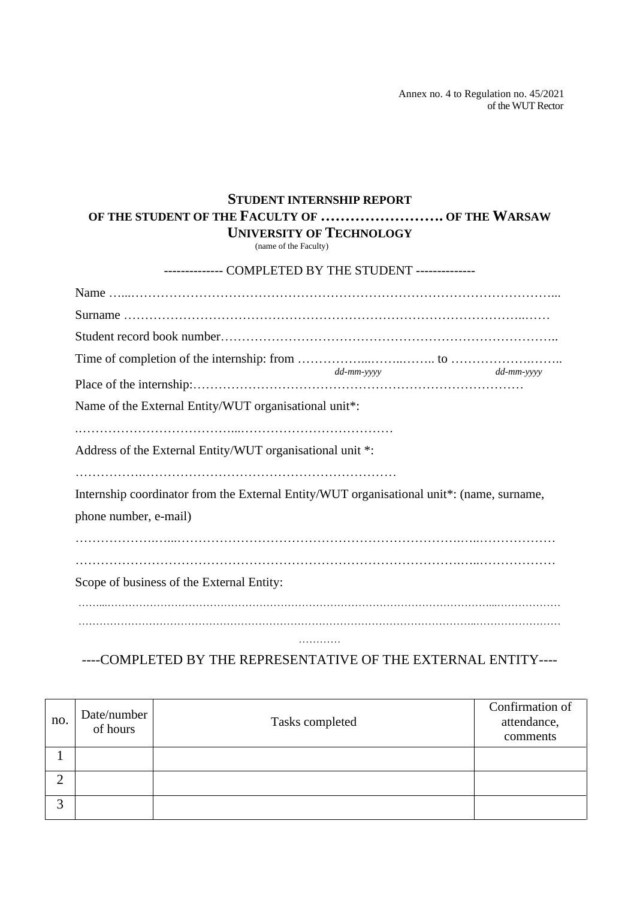Annex no. 4 to Regulation no. 45/2021
of the WUT Rector

## STUDENT INTERNSHIP REPORT
## OF THE STUDENT OF THE FACULTY OF ……………………. OF THE WARSAW UNIVERSITY OF TECHNOLOGY

(name of the Faculty)

------------- COMPLETED BY THE STUDENT -------------

Name …...………………………………………………………………………………………...

Surname ……………………………………………………………………………..……

Student record book number…………………………………………………………………..

Time of completion of the internship: from ……………...……..…….. to ……………….…….. 
*dd-mm-yyyy* *dd-mm-yyyy*

Place of the internship:……………………………………………………………………

Name of the External Entity/WUT organisational unit*:

.………………………………...………………………………

Address of the External Entity/WUT organisational unit *:

…………….…………………………………….……….………

Internship coordinator from the External Entity/WUT organisational unit*: (name, surname, phone number, e-mail)

……………….…...……………………………………………………….…..………………

………………………………………………………………………….…..………………

Scope of business of the External Entity:

……...……………………………………………………………………………………....………………

…………………………………………………………………………………………..…………………

…………

----COMPLETED BY THE REPRESENTATIVE OF THE EXTERNAL ENTITY----

| no. | Date/number of hours | Tasks completed | Confirmation of attendance, comments |
|---|---|---|---|
| 1 | | | |
| 2 | | | |
| 3 | | | |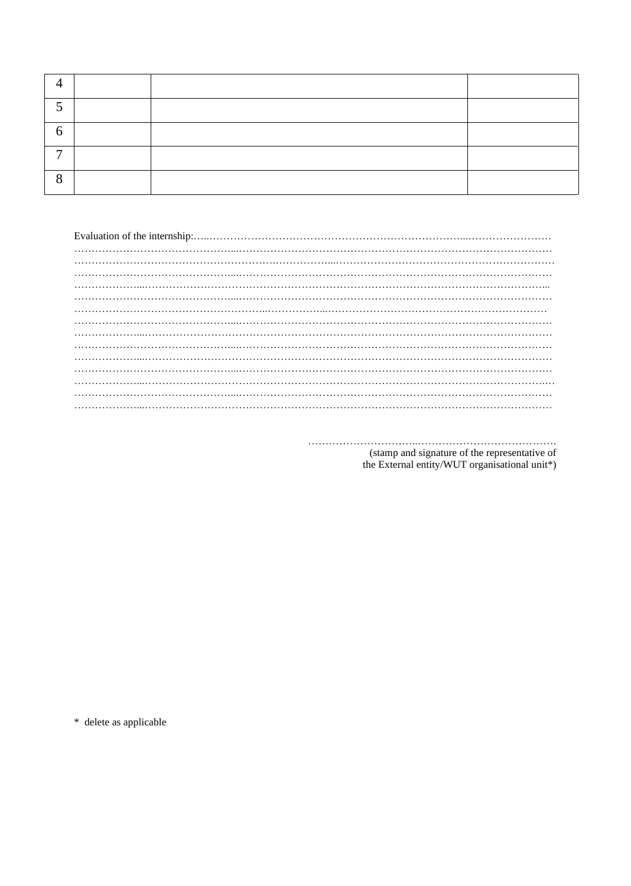| | | | |
|---|---|---|---|
| 4 | | | |
| 5 | | | |
| 6 | | | |
| 7 | | | |
| 8 | | | |

Evaluation of the internship:…..……………………………………………………………………...……………………
………………………………………...……………………………………………………………………………………
……………………………………………………….……………...………………………………………………………
………………………………………...……………………………………………………………………………………
………………...………………………………………………………………………………………………………...
………………………………………...……………………………………………………………………………………
……………………………………………...……………...……………………………………………………………
………………………………………...……………………………………………………………………………………
………………...………………………………………………………………………………………………………………
………………………………………...……………………………………………………………………………………
………………...………………………………………………………………………………………………………………
………………………………………...……………………………………………………………………………………
………………...…………………………………………………………………………………………………………..…
………………………………………...……………………………………………………………………………………
………………...………………………………………………………………………………………………………………

…………………………..………………………………….
(stamp and signature of the representative of the External entity/WUT organisational unit*)

* delete as applicable